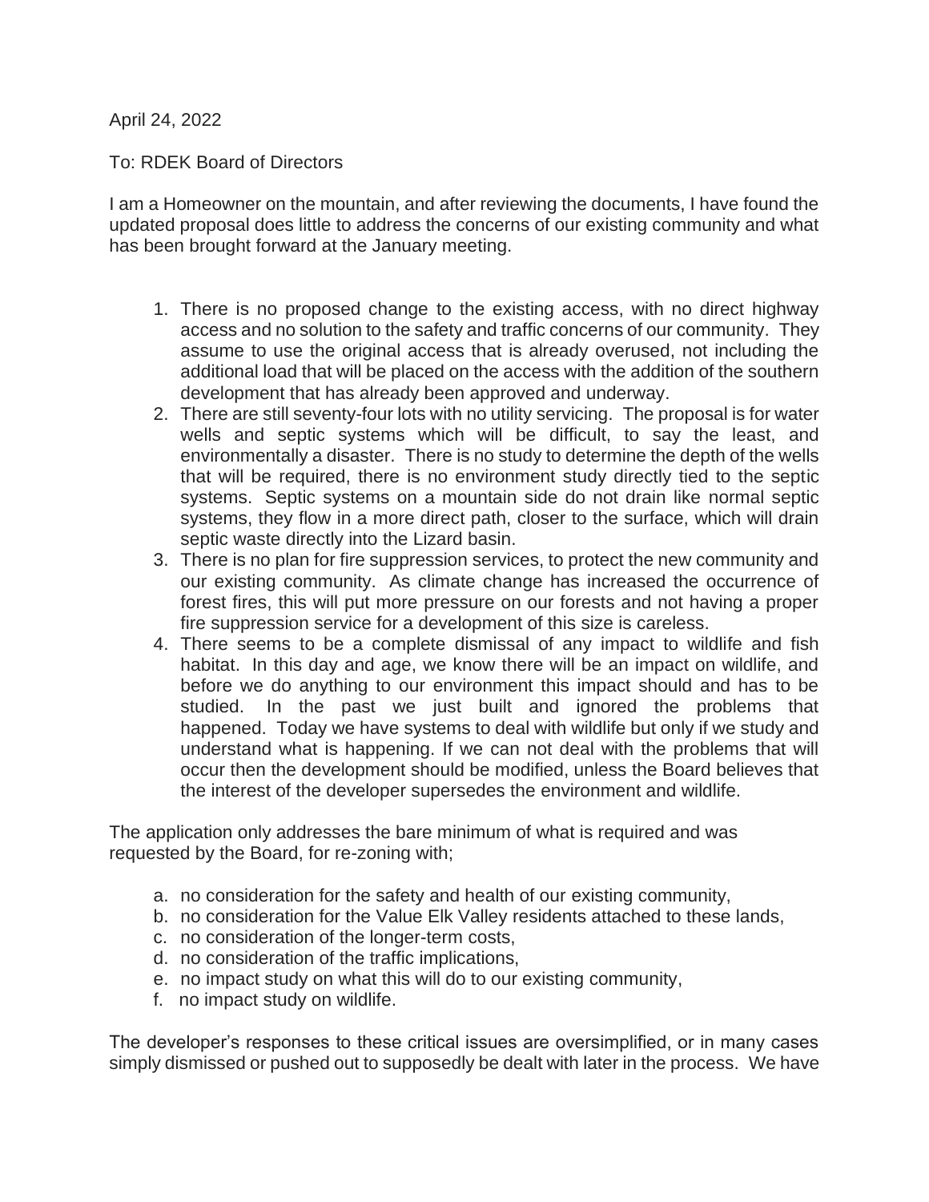April 24, 2022

To: RDEK Board of Directors

I am a Homeowner on the mountain, and after reviewing the documents, I have found the updated proposal does little to address the concerns of our existing community and what has been brought forward at the January meeting.

1. There is no proposed change to the existing access, with no direct highway access and no solution to the safety and traffic concerns of our community. They assume to use the original access that is already overused, not including the additional load that will be placed on the access with the addition of the southern development that has already been approved and underway.
2. There are still seventy-four lots with no utility servicing. The proposal is for water wells and septic systems which will be difficult, to say the least, and environmentally a disaster. There is no study to determine the depth of the wells that will be required, there is no environment study directly tied to the septic systems. Septic systems on a mountain side do not drain like normal septic systems, they flow in a more direct path, closer to the surface, which will drain septic waste directly into the Lizard basin.
3. There is no plan for fire suppression services, to protect the new community and our existing community. As climate change has increased the occurrence of forest fires, this will put more pressure on our forests and not having a proper fire suppression service for a development of this size is careless.
4. There seems to be a complete dismissal of any impact to wildlife and fish habitat. In this day and age, we know there will be an impact on wildlife, and before we do anything to our environment this impact should and has to be studied. In the past we just built and ignored the problems that happened. Today we have systems to deal with wildlife but only if we study and understand what is happening. If we can not deal with the problems that will occur then the development should be modified, unless the Board believes that the interest of the developer supersedes the environment and wildlife.

The application only addresses the bare minimum of what is required and was requested by the Board, for re-zoning with;

a. no consideration for the safety and health of our existing community,
b. no consideration for the Value Elk Valley residents attached to these lands,
c. no consideration of the longer-term costs,
d. no consideration of the traffic implications,
e. no impact study on what this will do to our existing community,
f. no impact study on wildlife.

The developer's responses to these critical issues are oversimplified, or in many cases simply dismissed or pushed out to supposedly be dealt with later in the process. We have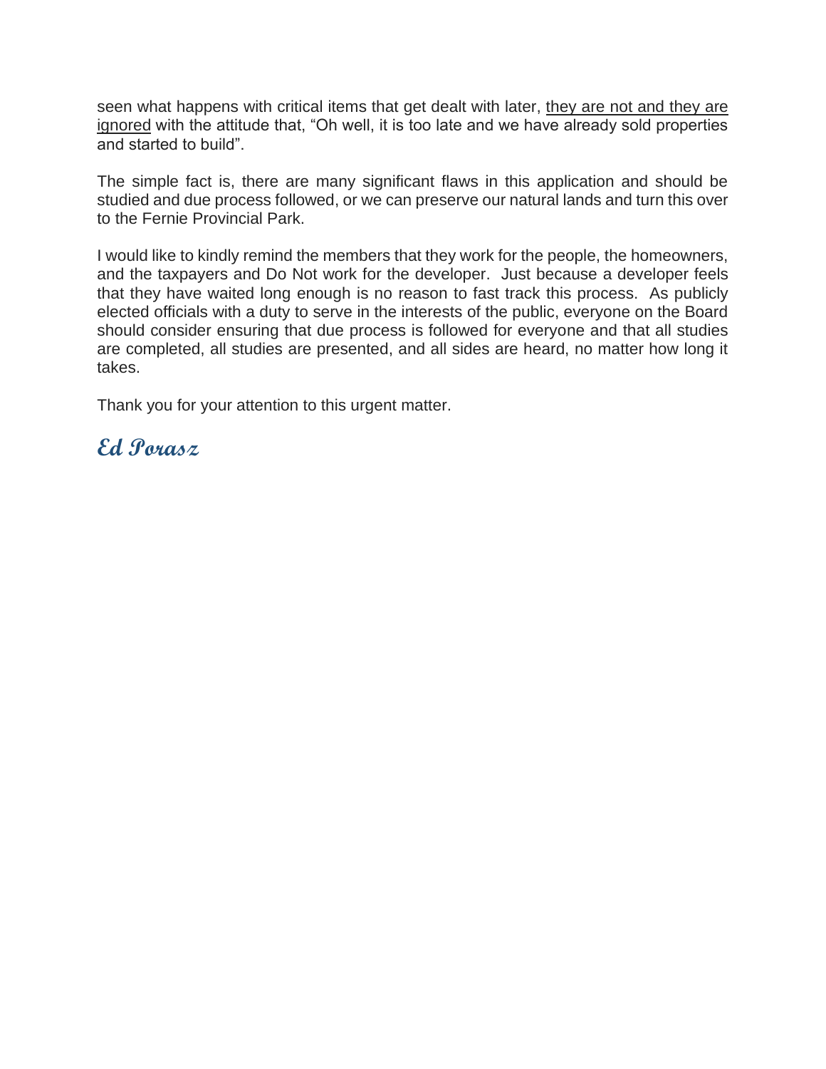seen what happens with critical items that get dealt with later, <u>they are not and they are ignored</u> with the attitude that, "Oh well, it is too late and we have already sold properties and started to build".

The simple fact is, there are many significant flaws in this application and should be studied and due process followed, or we can preserve our natural lands and turn this over to the Fernie Provincial Park.

I would like to kindly remind the members that they work for the people, the homeowners, and the taxpayers and Do Not work for the developer. Just because a developer feels that they have waited long enough is no reason to fast track this process. As publicly elected officials with a duty to serve in the interests of the public, everyone on the Board should consider ensuring that due process is followed for everyone and that all studies are completed, all studies are presented, and all sides are heard, no matter how long it takes.

Thank you for your attention to this urgent matter.

**Ed Porasz**